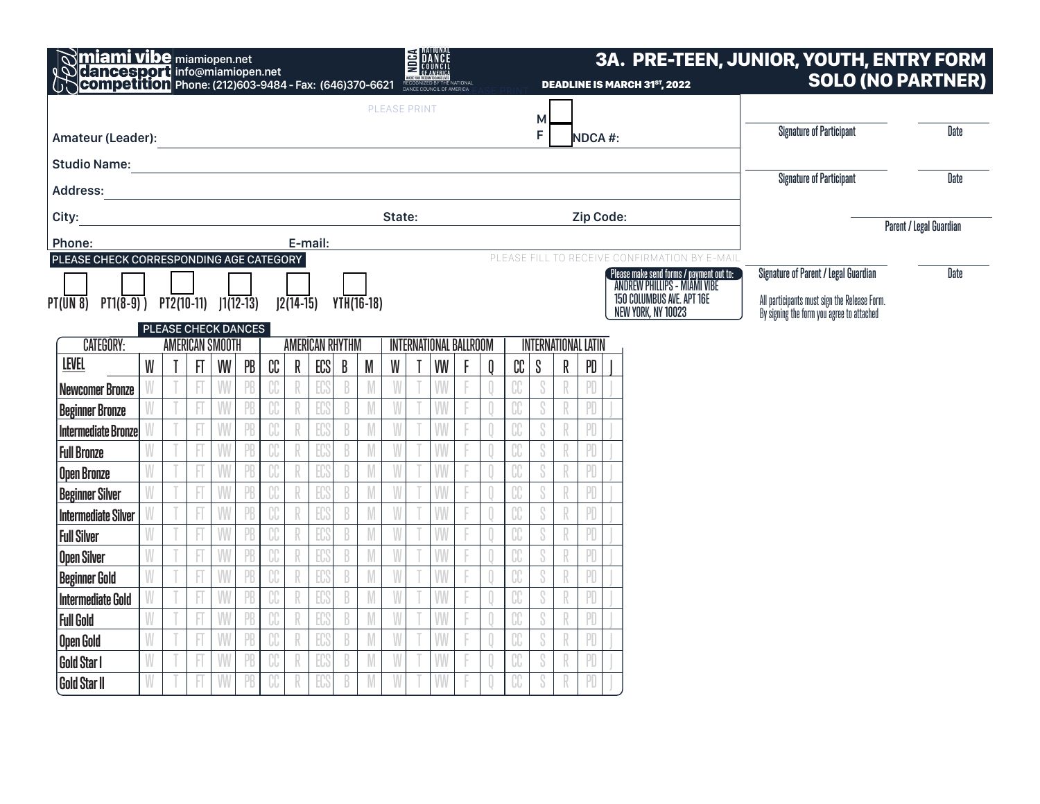**miami vibe dancesport competition** miamiopen.net info@miamiopen.net Phone: (212)603-9484 - Fax: (646)370-6621

NDCA NATIONAL DANCE COUNCIL OF AMERICA — RECOGNIZED BY THE NATIONAL DANCE COUNCIL OF AMERICA

# 3A. PRE-TEEN, JUNIOR, YOUTH, ENTRY FORM SOLO (NO PARTNER)

**DEADLINE IS MARCH 31ST, 2022**

PLEASE PRINT

Amateur (Leader): ____________________ M ☐ F ☐ NDCA #: __________

Studio Name: ____________________

Address: ____________________

City: ____________________ State: __________ Zip Code: __________

Phone: __________ E-mail: ____________________

PLEASE FILL TO RECEIVE CONFIRMATION BY E-MAIL

____________________ Signature of Participant ________ Date

____________________ Signature of Participant ________ Date

____________________ Parent / Legal Guardian

____________________ Signature of Parent / Legal Guardian ________ Date

All participants must sign the Release Form. By signing the form you agree to attached

Please make send forms / payment out to:
ANDREW PHILLIPS - MIAMI VIBE
150 COLUMBUS AVE. APT 16E
NEW YORK, NY 10023

**PLEASE CHECK CORRESPONDING AGE CATEGORY**

☐ PT(UN 8) ☐ PT1(8-9) ) ☐ PT2(10-11) ☐ J1(12-13) ☐ J2(14-15) ☐ YTH(16-18)

**PLEASE CHECK DANCES**

| CATEGORY: | AMERICAN SMOOTH | | | | | AMERICAN RHYTHM | | | | | INTERNATIONAL BALLROOM | | | | | INTERNATIONAL LATIN | | | | |
|---|---|---|---|---|---|---|---|---|---|---|---|---|---|---|---|---|---|---|---|---|
| LEVEL | W | T | FT | VW | PB | CC | R | ECS | B | M | W | T | VW | F | Q | CC | S | R | PD | J |
| Newcomer Bronze | W | T | FT | VW | PB | CC | R | ECS | B | M | W | T | VW | F | Q | CC | S | R | PD | J |
| Beginner Bronze | W | T | FT | VW | PB | CC | R | ECS | B | M | W | T | VW | F | Q | CC | S | R | PD | J |
| Intermediate Bronze | W | T | FT | VW | PB | CC | R | ECS | B | M | W | T | VW | F | Q | CC | S | R | PD | J |
| Full Bronze | W | T | FT | VW | PB | CC | R | ECS | B | M | W | T | VW | F | Q | CC | S | R | PD | J |
| Open Bronze | W | T | FT | VW | PB | CC | R | ECS | B | M | W | T | VW | F | Q | CC | S | R | PD | J |
| Beginner Silver | W | T | FT | VW | PB | CC | R | ECS | B | M | W | T | VW | F | Q | CC | S | R | PD | J |
| Intermediate Silver | W | T | FT | VW | PB | CC | R | ECS | B | M | W | T | VW | F | Q | CC | S | R | PD | J |
| Full Silver | W | T | FT | VW | PB | CC | R | ECS | B | M | W | T | VW | F | Q | CC | S | R | PD | J |
| Open Silver | W | T | FT | VW | PB | CC | R | ECS | B | M | W | T | VW | F | Q | CC | S | R | PD | J |
| Beginner Gold | W | T | FT | VW | PB | CC | R | ECS | B | M | W | T | VW | F | Q | CC | S | R | PD | J |
| Intermediate Gold | W | T | FT | VW | PB | CC | R | ECS | B | M | W | T | VW | F | Q | CC | S | R | PD | J |
| Full Gold | W | T | FT | VW | PB | CC | R | ECS | B | M | W | T | VW | F | Q | CC | S | R | PD | J |
| Open Gold | W | T | FT | VW | PB | CC | R | ECS | B | M | W | T | VW | F | Q | CC | S | R | PD | J |
| Gold Star I | W | T | FT | VW | PB | CC | R | ECS | B | M | W | T | VW | F | Q | CC | S | R | PD | J |
| Gold Star II | W | T | FT | VW | PB | CC | R | ECS | B | M | W | T | VW | F | Q | CC | S | R | PD | J |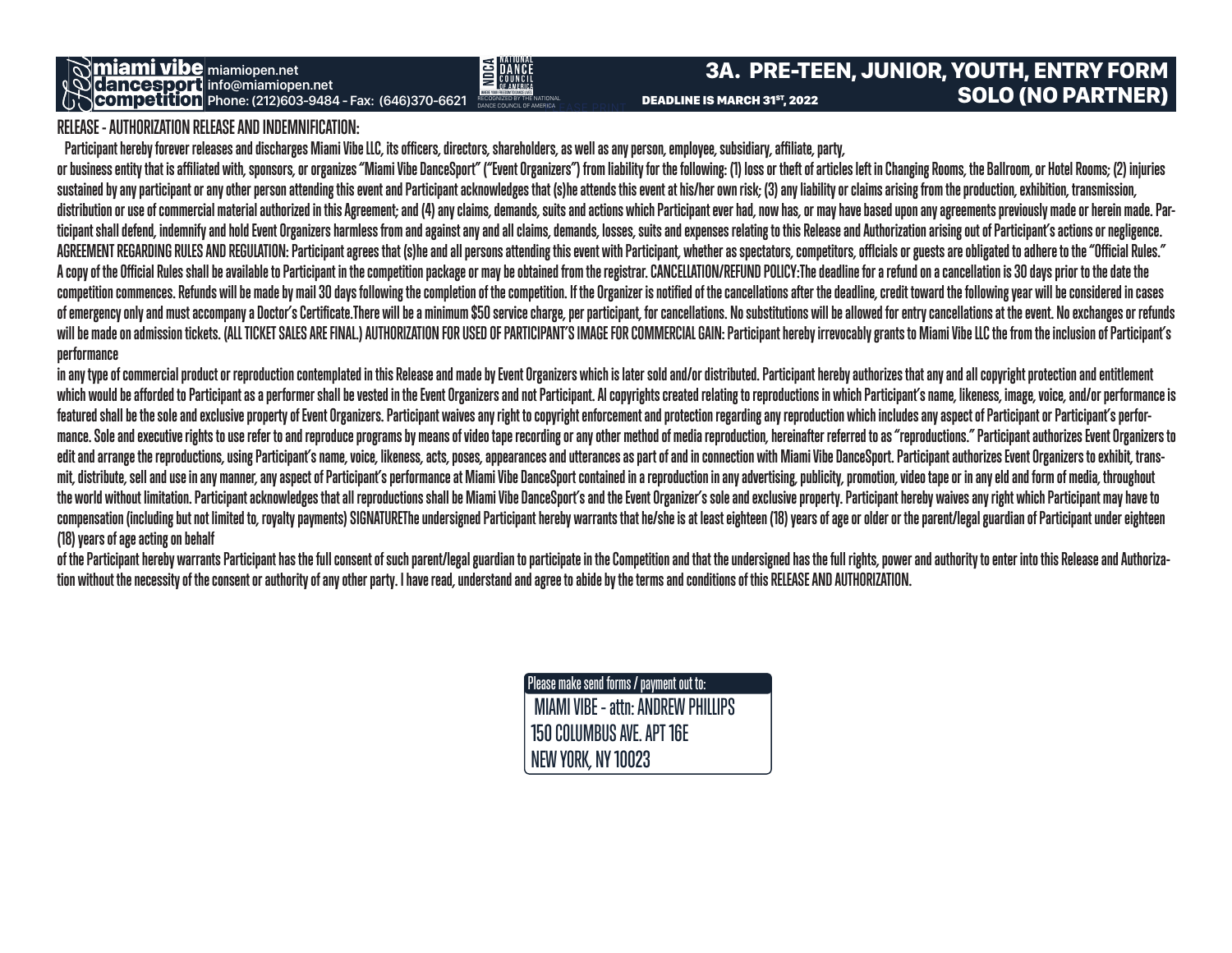miami vibe dancesport competition miamiopen.net info@miamiopen.net Phone: (212)603-9484 - Fax: (646)370-6621

RECOGNIZED BY THE NATIONAL DANCE COUNCIL OF AMERICA

DEADLINE IS MARCH 31ST, 2022

# 3A. PRE-TEEN, JUNIOR, YOUTH, ENTRY FORM SOLO (NO PARTNER)

RELEASE - AUTHORIZATION RELEASE AND INDEMNIFICATION:

Participant hereby forever releases and discharges Miami Vibe LLC, its officers, directors, shareholders, as well as any person, employee, subsidiary, affiliate, party, or business entity that is affiliated with, sponsors, or organizes "Miami Vibe DanceSport" ("Event Organizers") from liability for the following: (1) loss or theft of articles left in Changing Rooms, the Ballroom, or Hotel Rooms; (2) injuries sustained by any participant or any other person attending this event and Participant acknowledges that (s)he attends this event at his/her own risk; (3) any liability or claims arising from the production, exhibition, transmission, distribution or use of commercial material authorized in this Agreement; and (4) any claims, demands, suits and actions which Participant ever had, now has, or may have based upon any agreements previously made or herein made. Participant shall defend, indemnify and hold Event Organizers harmless from and against any and all claims, demands, losses, suits and expenses relating to this Release and Authorization arising out of Participant's actions or negligence. AGREEMENT REGARDING RULES AND REGULATION: Participant agrees that (s)he and all persons attending this event with Participant, whether as spectators, competitors, officials or guests are obligated to adhere to the "Official Rules." A copy of the Official Rules shall be available to Participant in the competition package or may be obtained from the registrar. CANCELLATION/REFUND POLICY:The deadline for a refund on a cancellation is 30 days prior to the date the competition commences. Refunds will be made by mail 30 days following the completion of the competition. If the Organizer is notified of the cancellations after the deadline, credit toward the following year will be considered in cases of emergency only and must accompany a Doctor's Certificate.There will be a minimum $50 service charge, per participant, for cancellations. No substitutions will be allowed for entry cancellations at the event. No exchanges or refunds will be made on admission tickets. (ALL TICKET SALES ARE FINAL.) AUTHORIZATION FOR USED OF PARTICIPANT'S IMAGE FOR COMMERCIAL GAIN: Participant hereby irrevocably grants to Miami Vibe LLC the from the inclusion of Participant's performance

in any type of commercial product or reproduction contemplated in this Release and made by Event Organizers which is later sold and/or distributed. Participant hereby authorizes that any and all copyright protection and entitlement which would be afforded to Participant as a performer shall be vested in the Event Organizers and not Participant. Al copyrights created relating to reproductions in which Participant's name, likeness, image, voice, and/or performance is featured shall be the sole and exclusive property of Event Organizers. Participant waives any right to copyright enforcement and protection regarding any reproduction which includes any aspect of Participant or Participant's performance. Sole and executive rights to use refer to and reproduce programs by means of video tape recording or any other method of media reproduction, hereinafter referred to as "reproductions." Participant authorizes Event Organizers to edit and arrange the reproductions, using Participant's name, voice, likeness, acts, poses, appearances and utterances as part of and in connection with Miami Vibe DanceSport. Participant authorizes Event Organizers to exhibit, transmit, distribute, sell and use in any manner, any aspect of Participant's performance at Miami Vibe DanceSport contained in a reproduction in any advertising, publicity, promotion, video tape or in any eld and form of media, throughout the world without limitation. Participant acknowledges that all reproductions shall be Miami Vibe DanceSport's and the Event Organizer's sole and exclusive property. Participant hereby waives any right which Participant may have to compensation (including but not limited to, royalty payments) SIGNATUREThe undersigned Participant hereby warrants that he/she is at least eighteen (18) years of age or older or the parent/legal guardian of Participant under eighteen (18) years of age acting on behalf

of the Participant hereby warrants Participant has the full consent of such parent/legal guardian to participate in the Competition and that the undersigned has the full rights, power and authority to enter into this Release and Authorization without the necessity of the consent or authority of any other party. I have read, understand and agree to abide by the terms and conditions of this RELEASE AND AUTHORIZATION.

Please make send forms / payment out to:

MIAMI VIBE - attn: ANDREW PHILLIPS
150 COLUMBUS AVE. APT 16E
NEW YORK, NY 10023